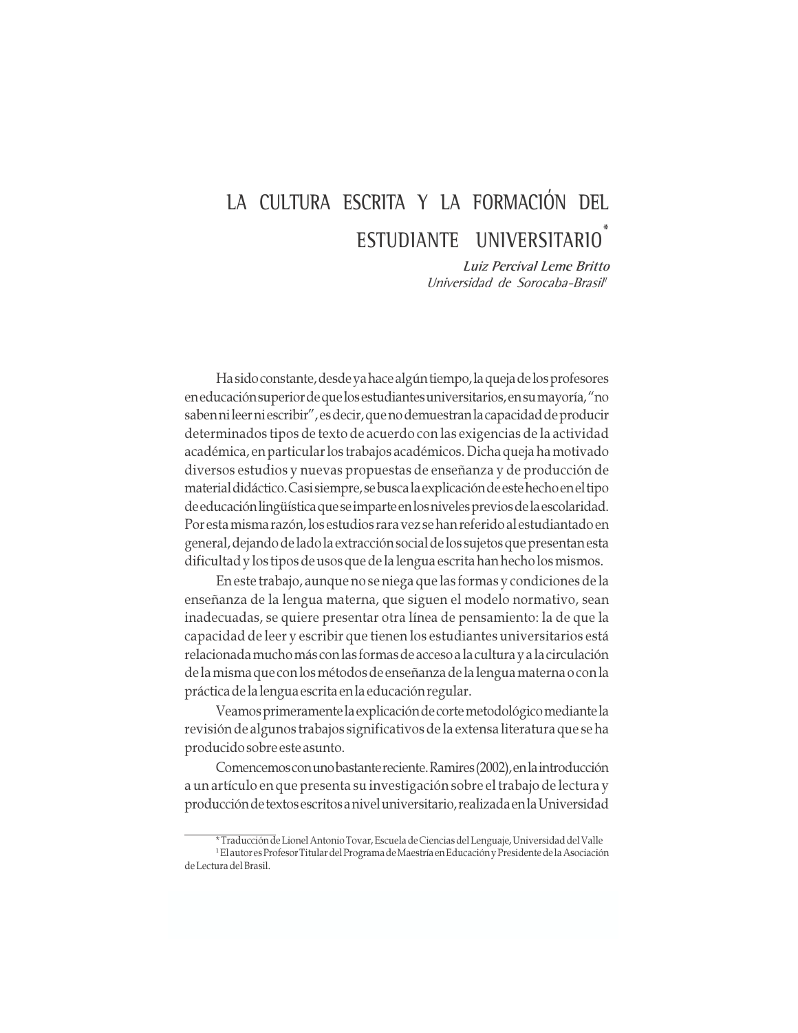# LA CULTURA ESCRITA Y LA FORMACIÓN DEL ESTUDIANTE UNIVERSITARIO*

***Luiz Percival Leme Britto***
*Universidad de Sorocaba-Brasil*[1]

Ha sido constante, desde ya hace algún tiempo, la queja de los profesores en educación superior de que los estudiantes universitarios, en su mayoría, "no saben ni leer ni escribir", es decir, que no demuestran la capacidad de producir determinados tipos de texto de acuerdo con las exigencias de la actividad académica, en particular los trabajos académicos. Dicha queja ha motivado diversos estudios y nuevas propuestas de enseñanza y de producción de material didáctico. Casi siempre, se busca la explicación de este hecho en el tipo de educación lingüística que se imparte en los niveles previos de la escolaridad. Por esta misma razón, los estudios rara vez se han referido al estudiantado en general, dejando de lado la extracción social de los sujetos que presentan esta dificultad y los tipos de usos que de la lengua escrita han hecho los mismos.

En este trabajo, aunque no se niega que las formas y condiciones de la enseñanza de la lengua materna, que siguen el modelo normativo, sean inadecuadas, se quiere presentar otra línea de pensamiento: la de que la capacidad de leer y escribir que tienen los estudiantes universitarios está relacionada mucho más con las formas de acceso a la cultura y a la circulación de la misma que con los métodos de enseñanza de la lengua materna o con la práctica de la lengua escrita en la educación regular.

Veamos primeramente la explicación de corte metodológico mediante la revisión de algunos trabajos significativos de la extensa literatura que se ha producido sobre este asunto.

Comencemos con uno bastante reciente. Ramires (2002), en la introducción a un artículo en que presenta su investigación sobre el trabajo de lectura y producción de textos escritos a nivel universitario, realizada en la Universidad

---

* Traducción de Lionel Antonio Tovar, Escuela de Ciencias del Lenguaje, Universidad del Valle

[1] El autor es Profesor Titular del Programa de Maestría en Educación y Presidente de la Asociación de Lectura del Brasil.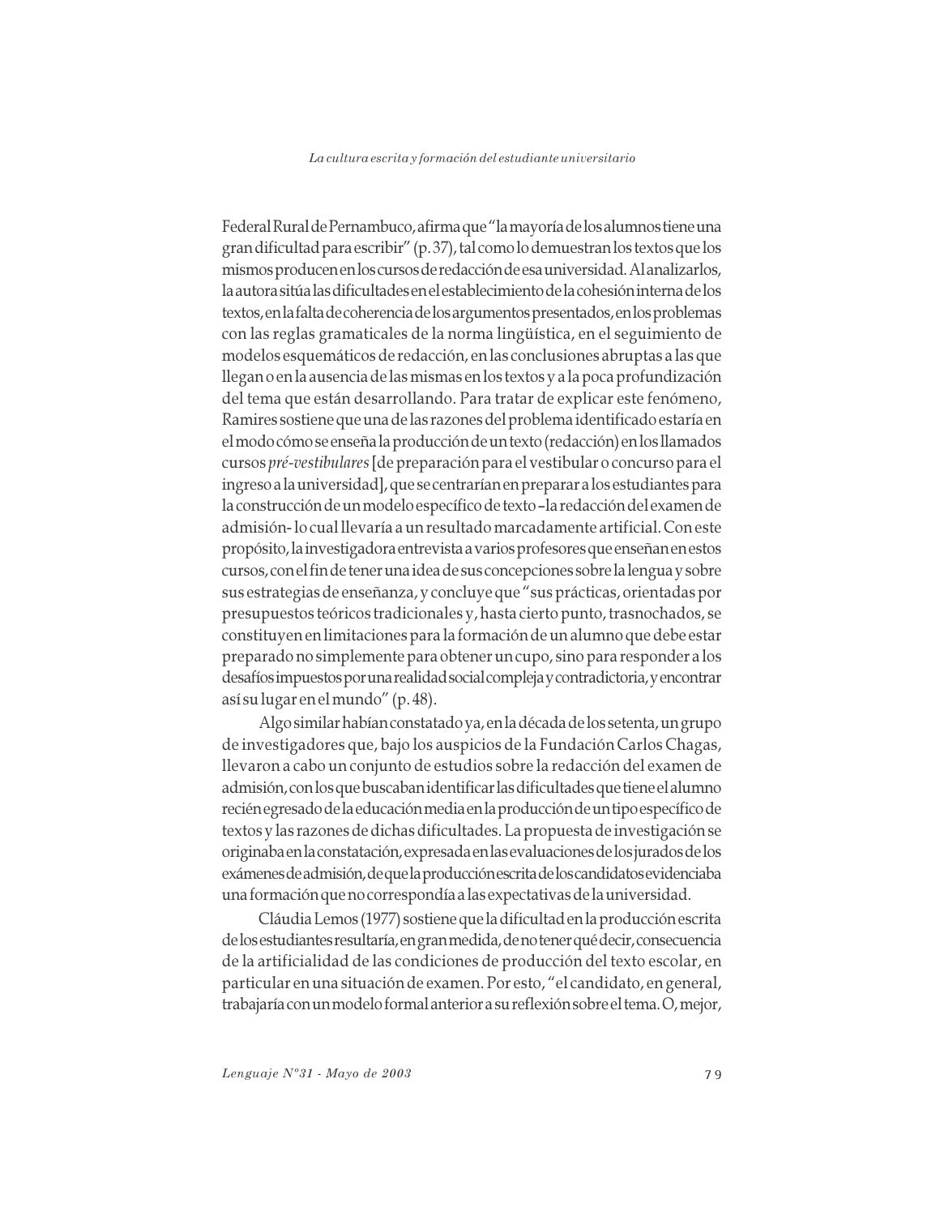Federal Rural de Pernambuco, afirma que "la mayoría de los alumnos tiene una gran dificultad para escribir" (p. 37), tal como lo demuestran los textos que los mismos producen en los cursos de redacción de esa universidad. Al analizarlos, la autora sitúa las dificultades en el establecimiento de la cohesión interna de los textos, en la falta de coherencia de los argumentos presentados, en los problemas con las reglas gramaticales de la norma lingüística, en el seguimiento de modelos esquemáticos de redacción, en las conclusiones abruptas a las que llegan o en la ausencia de las mismas en los textos y a la poca profundización del tema que están desarrollando. Para tratar de explicar este fenómeno, Ramires sostiene que una de las razones del problema identificado estaría en el modo cómo se enseña la producción de un texto (redacción) en los llamados cursos *pré-vestibulares* [de preparación para el vestibular o concurso para el ingreso a la universidad], que se centrarían en preparar a los estudiantes para la construcción de un modelo específico de texto –la redacción del examen de admisión- lo cual llevaría a un resultado marcadamente artificial. Con este propósito, la investigadora entrevista a varios profesores que enseñan en estos cursos, con el fin de tener una idea de sus concepciones sobre la lengua y sobre sus estrategias de enseñanza, y concluye que "sus prácticas, orientadas por presupuestos teóricos tradicionales y, hasta cierto punto, trasnochados, se constituyen en limitaciones para la formación de un alumno que debe estar preparado no simplemente para obtener un cupo, sino para responder a los desafíos impuestos por una realidad social compleja y contradictoria, y encontrar así su lugar en el mundo" (p. 48).

Algo similar habían constatado ya, en la década de los setenta, un grupo de investigadores que, bajo los auspicios de la Fundación Carlos Chagas, llevaron a cabo un conjunto de estudios sobre la redacción del examen de admisión, con los que buscaban identificar las dificultades que tiene el alumno recién egresado de la educación media en la producción de un tipo específico de textos y las razones de dichas dificultades. La propuesta de investigación se originaba en la constatación, expresada en las evaluaciones de los jurados de los exámenes de admisión, de que la producción escrita de los candidatos evidenciaba una formación que no correspondía a las expectativas de la universidad.

Cláudia Lemos (1977) sostiene que la dificultad en la producción escrita de los estudiantes resultaría, en gran medida, de no tener qué decir, consecuencia de la artificialidad de las condiciones de producción del texto escolar, en particular en una situación de examen. Por esto, "el candidato, en general, trabajaría con un modelo formal anterior a su reflexión sobre el tema. O, mejor,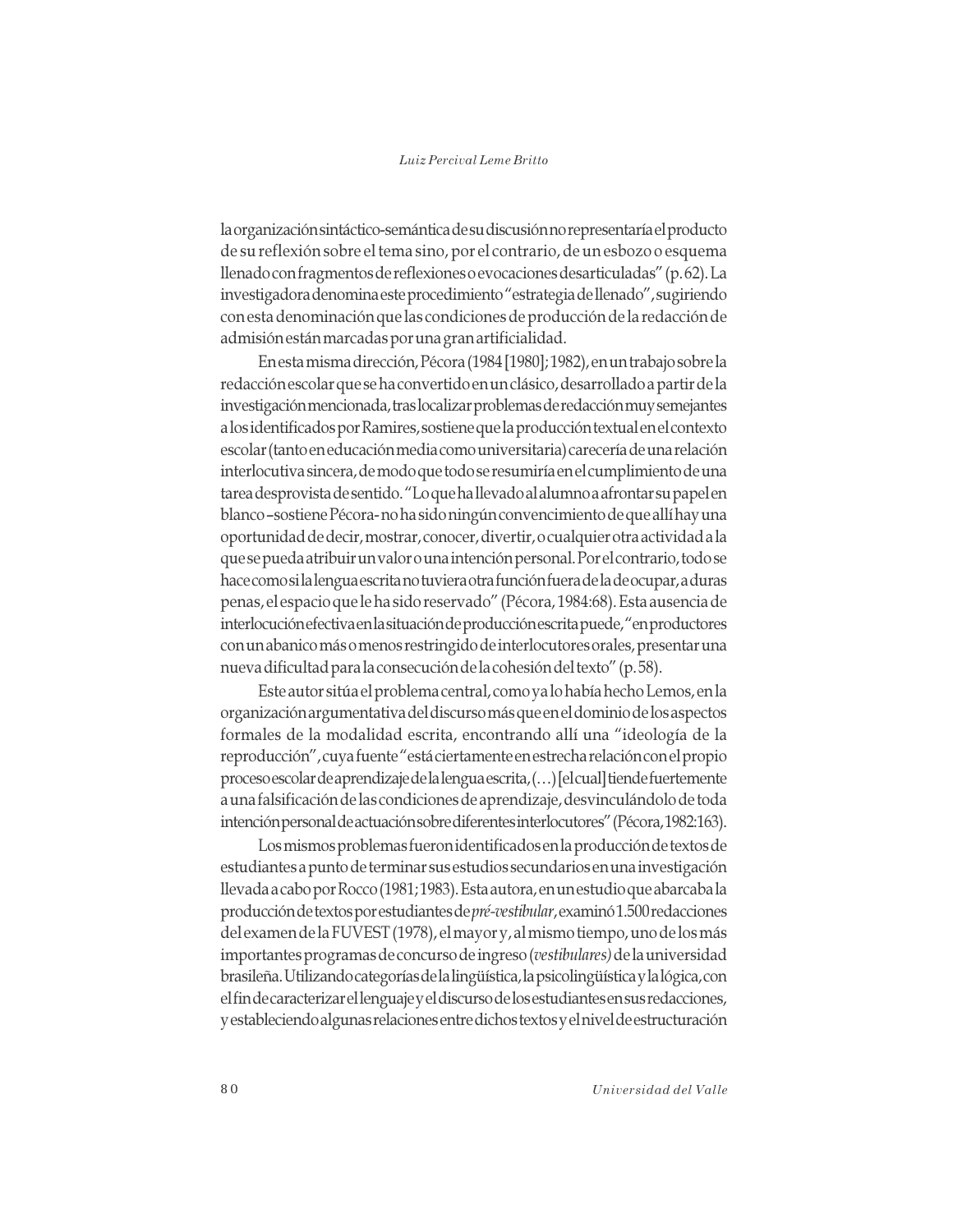la organización sintáctico-semántica de su discusión no representaría el producto de su reflexión sobre el tema sino, por el contrario, de un esbozo o esquema llenado con fragmentos de reflexiones o evocaciones desarticuladas" (p. 62). La investigadora denomina este procedimiento "estrategia de llenado", sugiriendo con esta denominación que las condiciones de producción de la redacción de admisión están marcadas por una gran artificialidad.

En esta misma dirección, Pécora (1984 [1980]; 1982), en un trabajo sobre la redacción escolar que se ha convertido en un clásico, desarrollado a partir de la investigación mencionada, tras localizar problemas de redacción muy semejantes a los identificados por Ramires, sostiene que la producción textual en el contexto escolar (tanto en educación media como universitaria) carecería de una relación interlocutiva sincera, de modo que todo se resumiría en el cumplimiento de una tarea desprovista de sentido. "Lo que ha llevado al alumno a afrontar su papel en blanco –sostiene Pécora- no ha sido ningún convencimiento de que allí hay una oportunidad de decir, mostrar, conocer, divertir, o cualquier otra actividad a la que se pueda atribuir un valor o una intención personal. Por el contrario, todo se hace como si la lengua escrita no tuviera otra función fuera de la de ocupar, a duras penas, el espacio que le ha sido reservado" (Pécora, 1984:68). Esta ausencia de interlocución efectiva en la situación de producción escrita puede, "en productores con un abanico más o menos restringido de interlocutores orales, presentar una nueva dificultad para la consecución de la cohesión del texto" (p. 58).

Este autor sitúa el problema central, como ya lo había hecho Lemos, en la organización argumentativa del discurso más que en el dominio de los aspectos formales de la modalidad escrita, encontrando allí una "ideología de la reproducción", cuya fuente "está ciertamente en estrecha relación con el propio proceso escolar de aprendizaje de la lengua escrita, (…) [el cual] tiende fuertemente a una falsificación de las condiciones de aprendizaje, desvinculándolo de toda intención personal de actuación sobre diferentes interlocutores" (Pécora, 1982:163).

Los mismos problemas fueron identificados en la producción de textos de estudiantes a punto de terminar sus estudios secundarios en una investigación llevada a cabo por Rocco (1981; 1983). Esta autora, en un estudio que abarcaba la producción de textos por estudiantes de *pré-vestibular*, examinó 1.500 redacciones del examen de la FUVEST (1978), el mayor y, al mismo tiempo, uno de los más importantes programas de concurso de ingreso (*vestibulares)* de la universidad brasileña. Utilizando categorías de la lingüística, la psicolingüística y la lógica, con el fin de caracterizar el lenguaje y el discurso de los estudiantes en sus redacciones, y estableciendo algunas relaciones entre dichos textos y el nivel de estructuración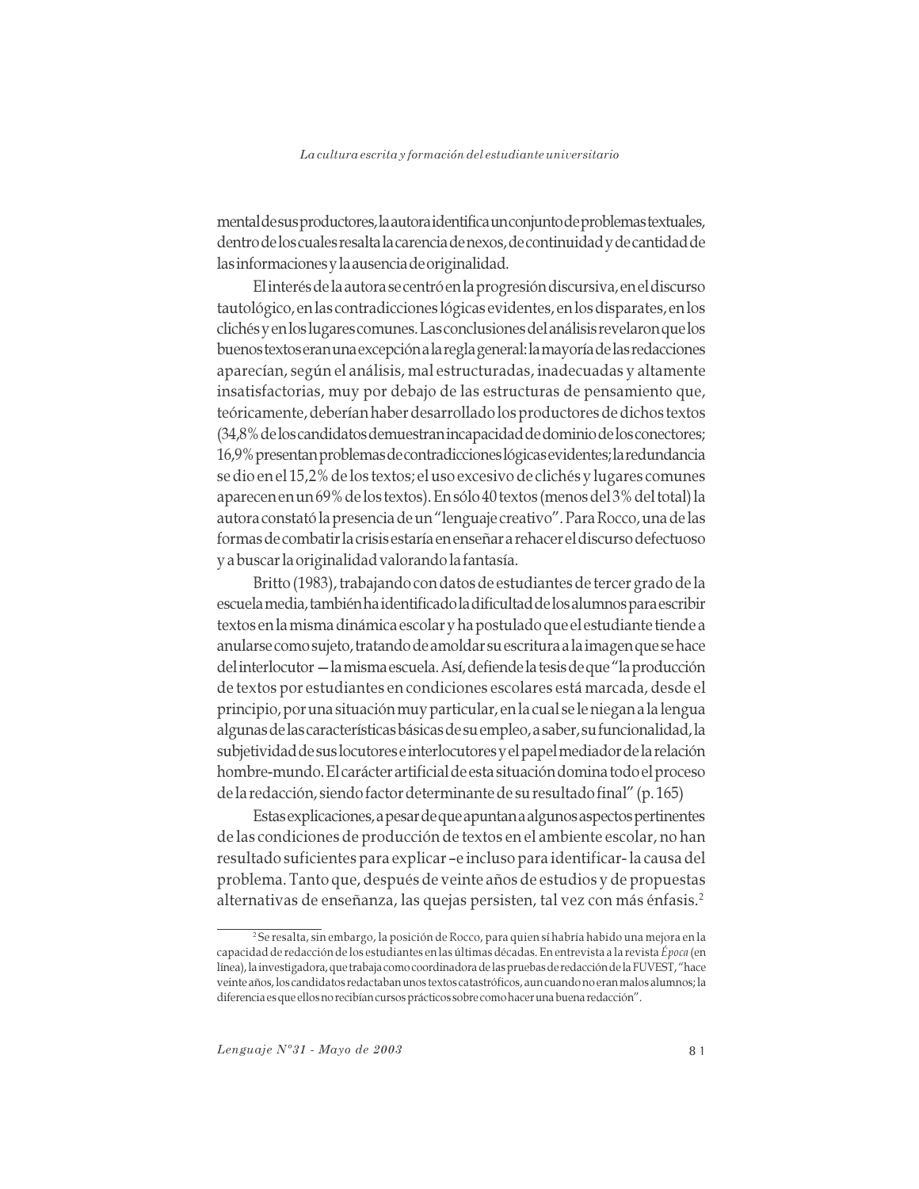mental de sus productores, la autora identifica un conjunto de problemas textuales, dentro de los cuales resalta la carencia de nexos, de continuidad y de cantidad de las informaciones y la ausencia de originalidad.

El interés de la autora se centró en la progresión discursiva, en el discurso tautológico, en las contradicciones lógicas evidentes, en los disparates, en los clichés y en los lugares comunes. Las conclusiones del análisis revelaron que los buenos textos eran una excepción a la regla general: la mayoría de las redacciones aparecían, según el análisis, mal estructuradas, inadecuadas y altamente insatisfactorias, muy por debajo de las estructuras de pensamiento que, teóricamente, deberían haber desarrollado los productores de dichos textos (34,8% de los candidatos demuestran incapacidad de dominio de los conectores; 16,9% presentan problemas de contradicciones lógicas evidentes; la redundancia se dio en el 15,2% de los textos; el uso excesivo de clichés y lugares comunes aparecen en un 69% de los textos). En sólo 40 textos (menos del 3% del total) la autora constató la presencia de un "lenguaje creativo". Para Rocco, una de las formas de combatir la crisis estaría en enseñar a rehacer el discurso defectuoso y a buscar la originalidad valorando la fantasía.

Britto (1983), trabajando con datos de estudiantes de tercer grado de la escuela media, también ha identificado la dificultad de los alumnos para escribir textos en la misma dinámica escolar y ha postulado que el estudiante tiende a anularse como sujeto, tratando de amoldar su escritura a la imagen que se hace del interlocutor — la misma escuela. Así, defiende la tesis de que "la producción de textos por estudiantes en condiciones escolares está marcada, desde el principio, por una situación muy particular, en la cual se le niegan a la lengua algunas de las características básicas de su empleo, a saber, su funcionalidad, la subjetividad de sus locutores e interlocutores y el papel mediador de la relación hombre-mundo. El carácter artificial de esta situación domina todo el proceso de la redacción, siendo factor determinante de su resultado final" (p. 165)

Estas explicaciones, a pesar de que apuntan a algunos aspectos pertinentes de las condiciones de producción de textos en el ambiente escolar, no han resultado suficientes para explicar –e incluso para identificar- la causa del problema. Tanto que, después de veinte años de estudios y de propuestas alternativas de enseñanza, las quejas persisten, tal vez con más énfasis.[2]

---

[2] Se resalta, sin embargo, la posición de Rocco, para quien sí habría habido una mejora en la capacidad de redacción de los estudiantes en las últimas décadas. En entrevista a la revista *Época* (en línea), la investigadora, que trabaja como coordinadora de las pruebas de redacción de la FUVEST, "hace veinte años, los candidatos redactaban unos textos catastróficos, aun cuando no eran malos alumnos; la diferencia es que ellos no recibían cursos prácticos sobre como hacer una buena redacción".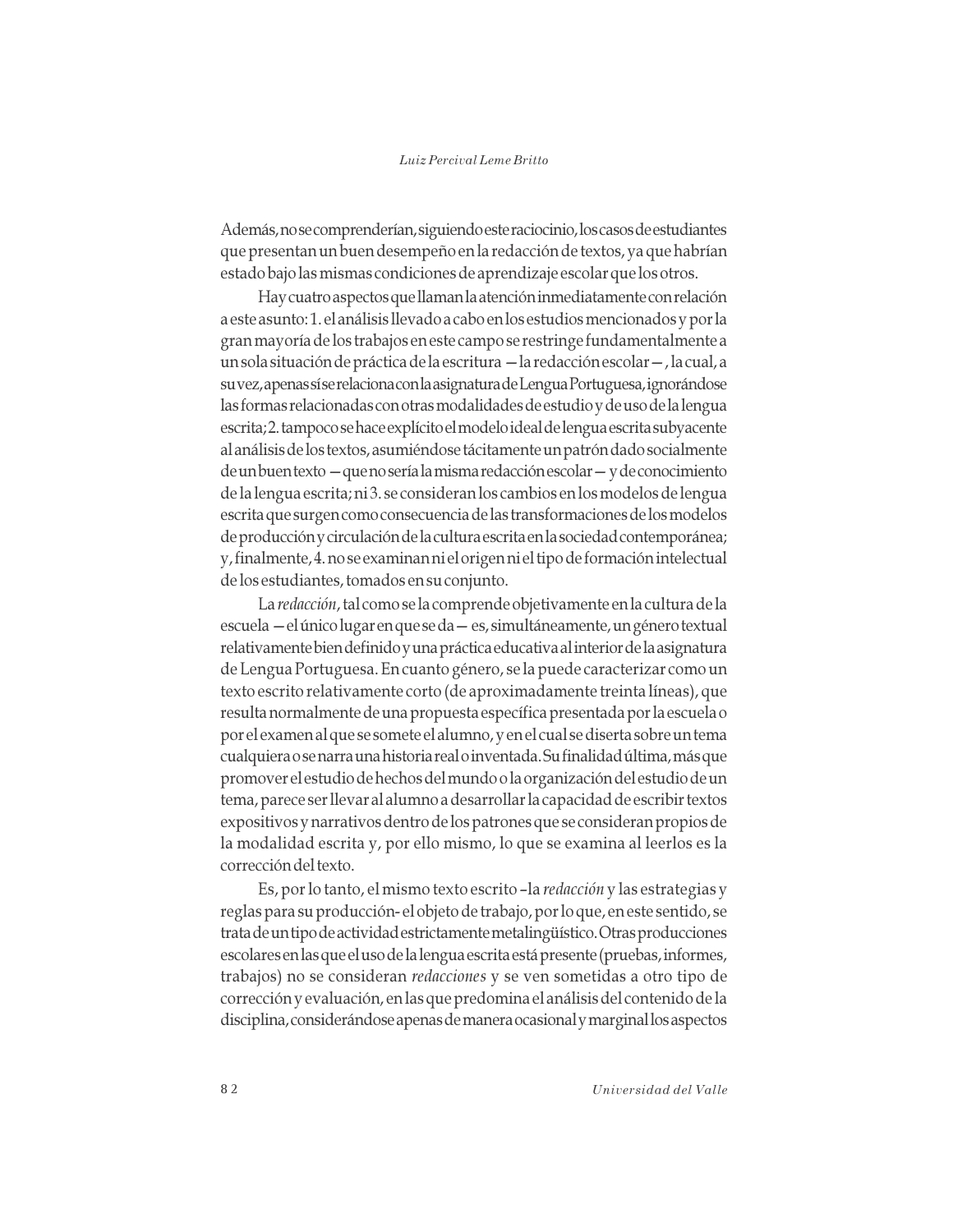Además, no se comprenderían, siguiendo este raciocinio, los casos de estudiantes que presentan un buen desempeño en la redacción de textos, ya que habrían estado bajo las mismas condiciones de aprendizaje escolar que los otros.

Hay cuatro aspectos que llaman la atención inmediatamente con relación a este asunto: 1. el análisis llevado a cabo en los estudios mencionados y por la gran mayoría de los trabajos en este campo se restringe fundamentalmente a un sola situación de práctica de la escritura —la redacción escolar—, la cual, a su vez, apenas sí se relaciona con la asignatura de Lengua Portuguesa, ignorándose las formas relacionadas con otras modalidades de estudio y de uso de la lengua escrita; 2. tampoco se hace explícito el modelo ideal de lengua escrita subyacente al análisis de los textos, asumiéndose tácitamente un patrón dado socialmente de un buen texto —que no sería la misma redacción escolar— y de conocimiento de la lengua escrita; ni 3. se consideran los cambios en los modelos de lengua escrita que surgen como consecuencia de las transformaciones de los modelos de producción y circulación de la cultura escrita en la sociedad contemporánea; y, finalmente, 4. no se examinan ni el origen ni el tipo de formación intelectual de los estudiantes, tomados en su conjunto.

La *redacción*, tal como se la comprende objetivamente en la cultura de la escuela —el único lugar en que se da— es, simultáneamente, un género textual relativamente bien definido y una práctica educativa al interior de la asignatura de Lengua Portuguesa. En cuanto género, se la puede caracterizar como un texto escrito relativamente corto (de aproximadamente treinta líneas), que resulta normalmente de una propuesta específica presentada por la escuela o por el examen al que se somete el alumno, y en el cual se diserta sobre un tema cualquiera o se narra una historia real o inventada. Su finalidad última, más que promover el estudio de hechos del mundo o la organización del estudio de un tema, parece ser llevar al alumno a desarrollar la capacidad de escribir textos expositivos y narrativos dentro de los patrones que se consideran propios de la modalidad escrita y, por ello mismo, lo que se examina al leerlos es la corrección del texto.

Es, por lo tanto, el mismo texto escrito –la *redacción* y las estrategias y reglas para su producción- el objeto de trabajo, por lo que, en este sentido, se trata de un tipo de actividad estrictamente metalingüístico. Otras producciones escolares en las que el uso de la lengua escrita está presente (pruebas, informes, trabajos) no se consideran *redacciones* y se ven sometidas a otro tipo de corrección y evaluación, en las que predomina el análisis del contenido de la disciplina, considerándose apenas de manera ocasional y marginal los aspectos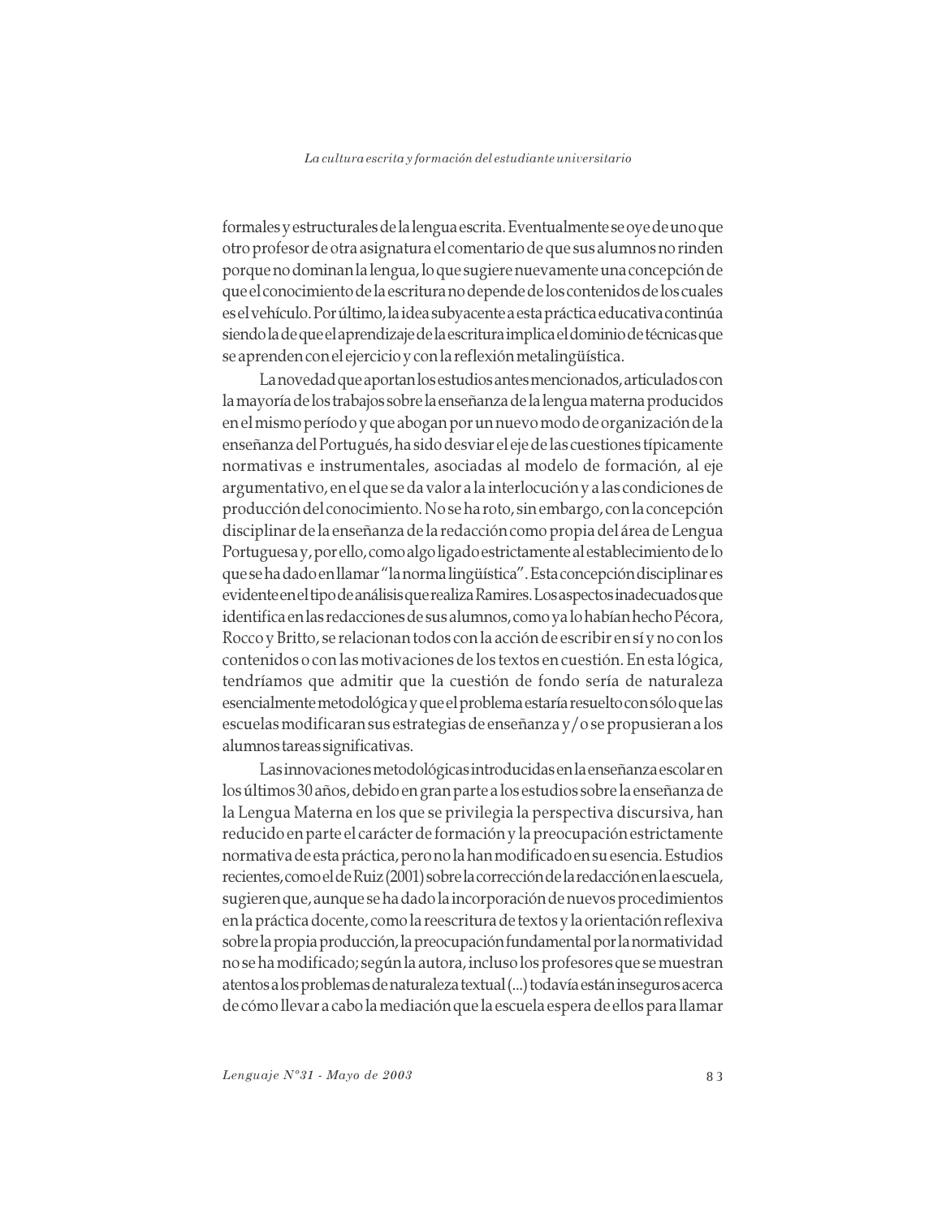formales y estructurales de la lengua escrita. Eventualmente se oye de uno que otro profesor de otra asignatura el comentario de que sus alumnos no rinden porque no dominan la lengua, lo que sugiere nuevamente una concepción de que el conocimiento de la escritura no depende de los contenidos de los cuales es el vehículo. Por último, la idea subyacente a esta práctica educativa continúa siendo la de que el aprendizaje de la escritura implica el dominio de técnicas que se aprenden con el ejercicio y con la reflexión metalingüística.

La novedad que aportan los estudios antes mencionados, articulados con la mayoría de los trabajos sobre la enseñanza de la lengua materna producidos en el mismo período y que abogan por un nuevo modo de organización de la enseñanza del Portugués, ha sido desviar el eje de las cuestiones típicamente normativas e instrumentales, asociadas al modelo de formación, al eje argumentativo, en el que se da valor a la interlocución y a las condiciones de producción del conocimiento. No se ha roto, sin embargo, con la concepción disciplinar de la enseñanza de la redacción como propia del área de Lengua Portuguesa y, por ello, como algo ligado estrictamente al establecimiento de lo que se ha dado en llamar "la norma lingüística". Esta concepción disciplinar es evidente en el tipo de análisis que realiza Ramires. Los aspectos inadecuados que identifica en las redacciones de sus alumnos, como ya lo habían hecho Pécora, Rocco y Britto, se relacionan todos con la acción de escribir en sí y no con los contenidos o con las motivaciones de los textos en cuestión. En esta lógica, tendríamos que admitir que la cuestión de fondo sería de naturaleza esencialmente metodológica y que el problema estaría resuelto con sólo que las escuelas modificaran sus estrategias de enseñanza y/o se propusieran a los alumnos tareas significativas.

Las innovaciones metodológicas introducidas en la enseñanza escolar en los últimos 30 años, debido en gran parte a los estudios sobre la enseñanza de la Lengua Materna en los que se privilegia la perspectiva discursiva, han reducido en parte el carácter de formación y la preocupación estrictamente normativa de esta práctica, pero no la han modificado en su esencia. Estudios recientes, como el de Ruiz (2001) sobre la corrección de la redacción en la escuela, sugieren que, aunque se ha dado la incorporación de nuevos procedimientos en la práctica docente, como la reescritura de textos y la orientación reflexiva sobre la propia producción, la preocupación fundamental por la normatividad no se ha modificado; según la autora, incluso los profesores que se muestran atentos a los problemas de naturaleza textual (...) todavía están inseguros acerca de cómo llevar a cabo la mediación que la escuela espera de ellos para llamar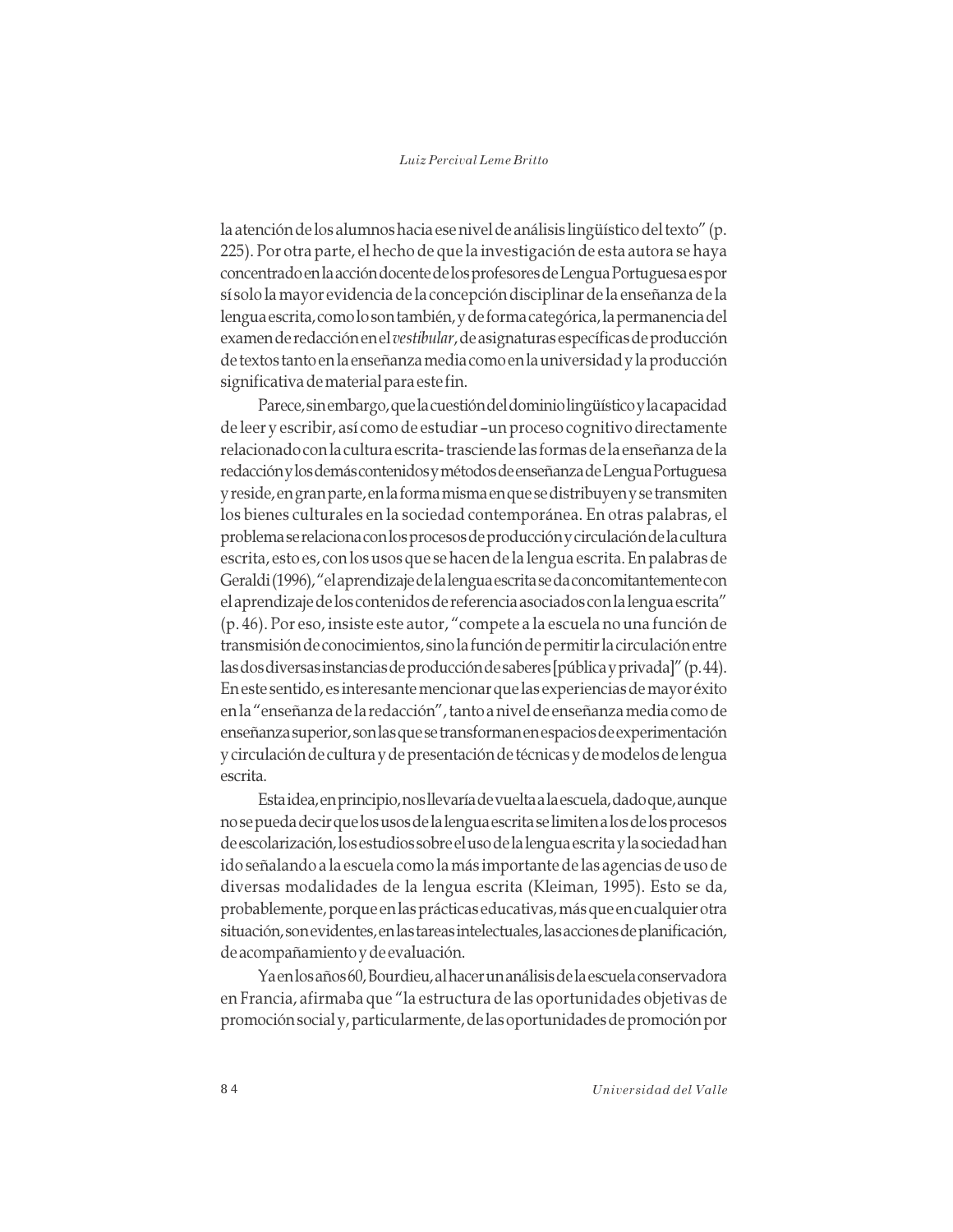la atención de los alumnos hacia ese nivel de análisis lingüístico del texto" (p. 225). Por otra parte, el hecho de que la investigación de esta autora se haya concentrado en la acción docente de los profesores de Lengua Portuguesa es por sí solo la mayor evidencia de la concepción disciplinar de la enseñanza de la lengua escrita, como lo son también, y de forma categórica, la permanencia del examen de redacción en el *vestibular*, de asignaturas específicas de producción de textos tanto en la enseñanza media como en la universidad y la producción significativa de material para este fin.

Parece, sin embargo, que la cuestión del dominio lingüístico y la capacidad de leer y escribir, así como de estudiar –un proceso cognitivo directamente relacionado con la cultura escrita- trasciende las formas de la enseñanza de la redacción y los demás contenidos y métodos de enseñanza de Lengua Portuguesa y reside, en gran parte, en la forma misma en que se distribuyen y se transmiten los bienes culturales en la sociedad contemporánea. En otras palabras, el problema se relaciona con los procesos de producción y circulación de la cultura escrita, esto es, con los usos que se hacen de la lengua escrita. En palabras de Geraldi (1996), "el aprendizaje de la lengua escrita se da concomitantemente con el aprendizaje de los contenidos de referencia asociados con la lengua escrita" (p. 46). Por eso, insiste este autor, "compete a la escuela no una función de transmisión de conocimientos, sino la función de permitir la circulación entre las dos diversas instancias de producción de saberes [pública y privada]" (p. 44). En este sentido, es interesante mencionar que las experiencias de mayor éxito en la "enseñanza de la redacción", tanto a nivel de enseñanza media como de enseñanza superior, son las que se transforman en espacios de experimentación y circulación de cultura y de presentación de técnicas y de modelos de lengua escrita.

Esta idea, en principio, nos llevaría de vuelta a la escuela, dado que, aunque no se pueda decir que los usos de la lengua escrita se limiten a los de los procesos de escolarización, los estudios sobre el uso de la lengua escrita y la sociedad han ido señalando a la escuela como la más importante de las agencias de uso de diversas modalidades de la lengua escrita (Kleiman, 1995). Esto se da, probablemente, porque en las prácticas educativas, más que en cualquier otra situación, son evidentes, en las tareas intelectuales, las acciones de planificación, de acompañamiento y de evaluación.

Ya en los años 60, Bourdieu, al hacer un análisis de la escuela conservadora en Francia, afirmaba que "la estructura de las oportunidades objetivas de promoción social y, particularmente, de las oportunidades de promoción por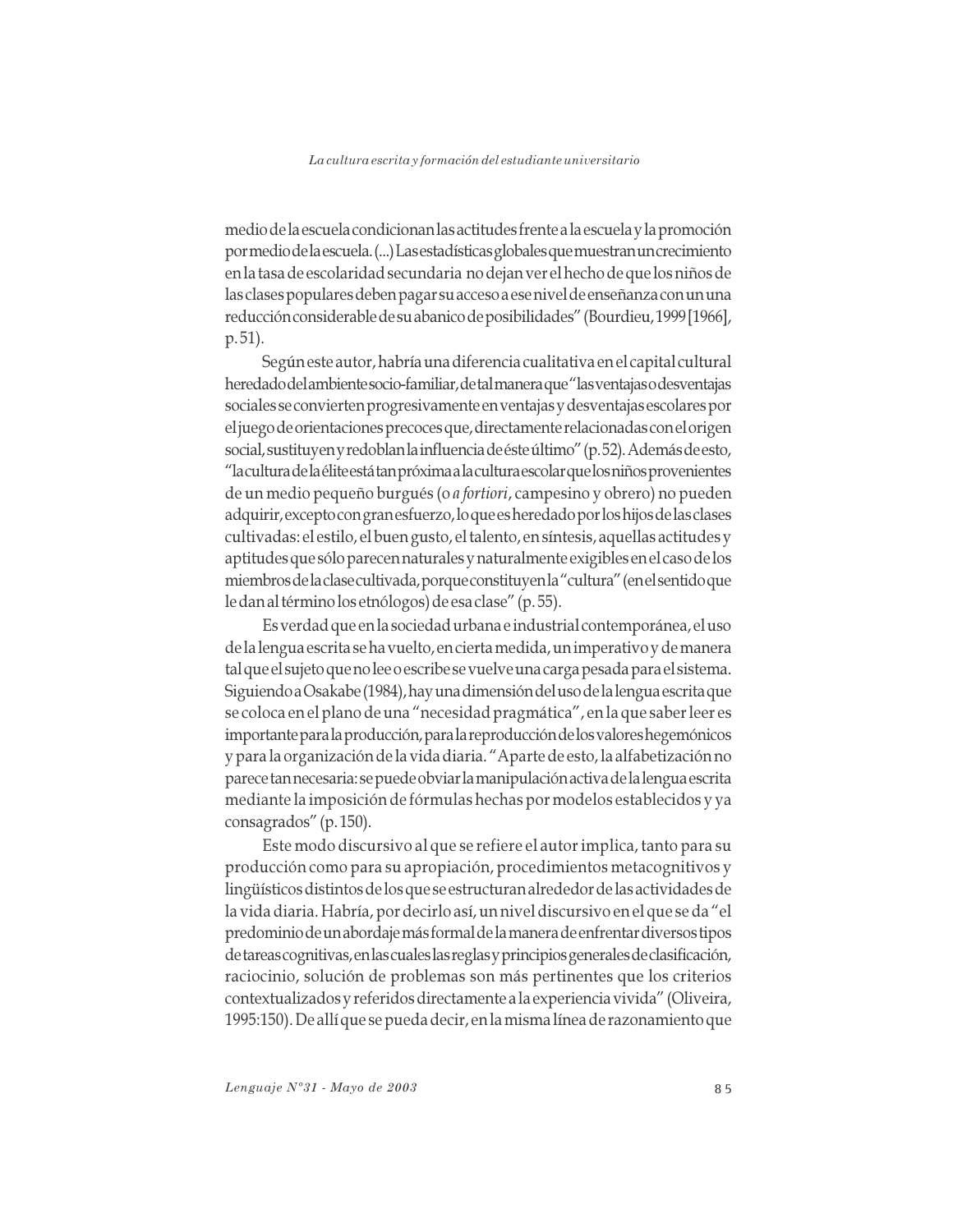medio de la escuela condicionan las actitudes frente a la escuela y la promoción por medio de la escuela. (...) Las estadísticas globales que muestran un crecimiento en la tasa de escolaridad secundaria no dejan ver el hecho de que los niños de las clases populares deben pagar su acceso a ese nivel de enseñanza con un una reducción considerable de su abanico de posibilidades" (Bourdieu, 1999 [1966], p. 51).

Según este autor, habría una diferencia cualitativa en el capital cultural heredado del ambiente socio-familiar, de tal manera que "las ventajas o desventajas sociales se convierten progresivamente en ventajas y desventajas escolares por el juego de orientaciones precoces que, directamente relacionadas con el origen social, sustituyen y redoblan la influencia de éste último" (p. 52). Además de esto, "la cultura de la élite está tan próxima a la cultura escolar que los niños provenientes de un medio pequeño burgués (o *a fortiori*, campesino y obrero) no pueden adquirir, excepto con gran esfuerzo, lo que es heredado por los hijos de las clases cultivadas: el estilo, el buen gusto, el talento, en síntesis, aquellas actitudes y aptitudes que sólo parecen naturales y naturalmente exigibles en el caso de los miembros de la clase cultivada, porque constituyen la "cultura" (en el sentido que le dan al término los etnólogos) de esa clase" (p. 55).

Es verdad que en la sociedad urbana e industrial contemporánea, el uso de la lengua escrita se ha vuelto, en cierta medida, un imperativo y de manera tal que el sujeto que no lee o escribe se vuelve una carga pesada para el sistema. Siguiendo a Osakabe (1984), hay una dimensión del uso de la lengua escrita que se coloca en el plano de una "necesidad pragmática", en la que saber leer es importante para la producción, para la reproducción de los valores hegemónicos y para la organización de la vida diaria. "Aparte de esto, la alfabetización no parece tan necesaria: se puede obviar la manipulación activa de la lengua escrita mediante la imposición de fórmulas hechas por modelos establecidos y ya consagrados" (p. 150).

Este modo discursivo al que se refiere el autor implica, tanto para su producción como para su apropiación, procedimientos metacognitivos y lingüísticos distintos de los que se estructuran alrededor de las actividades de la vida diaria. Habría, por decirlo así, un nivel discursivo en el que se da "el predominio de un abordaje más formal de la manera de enfrentar diversos tipos de tareas cognitivas, en las cuales las reglas y principios generales de clasificación, raciocinio, solución de problemas son más pertinentes que los criterios contextualizados y referidos directamente a la experiencia vivida" (Oliveira, 1995:150). De allí que se pueda decir, en la misma línea de razonamiento que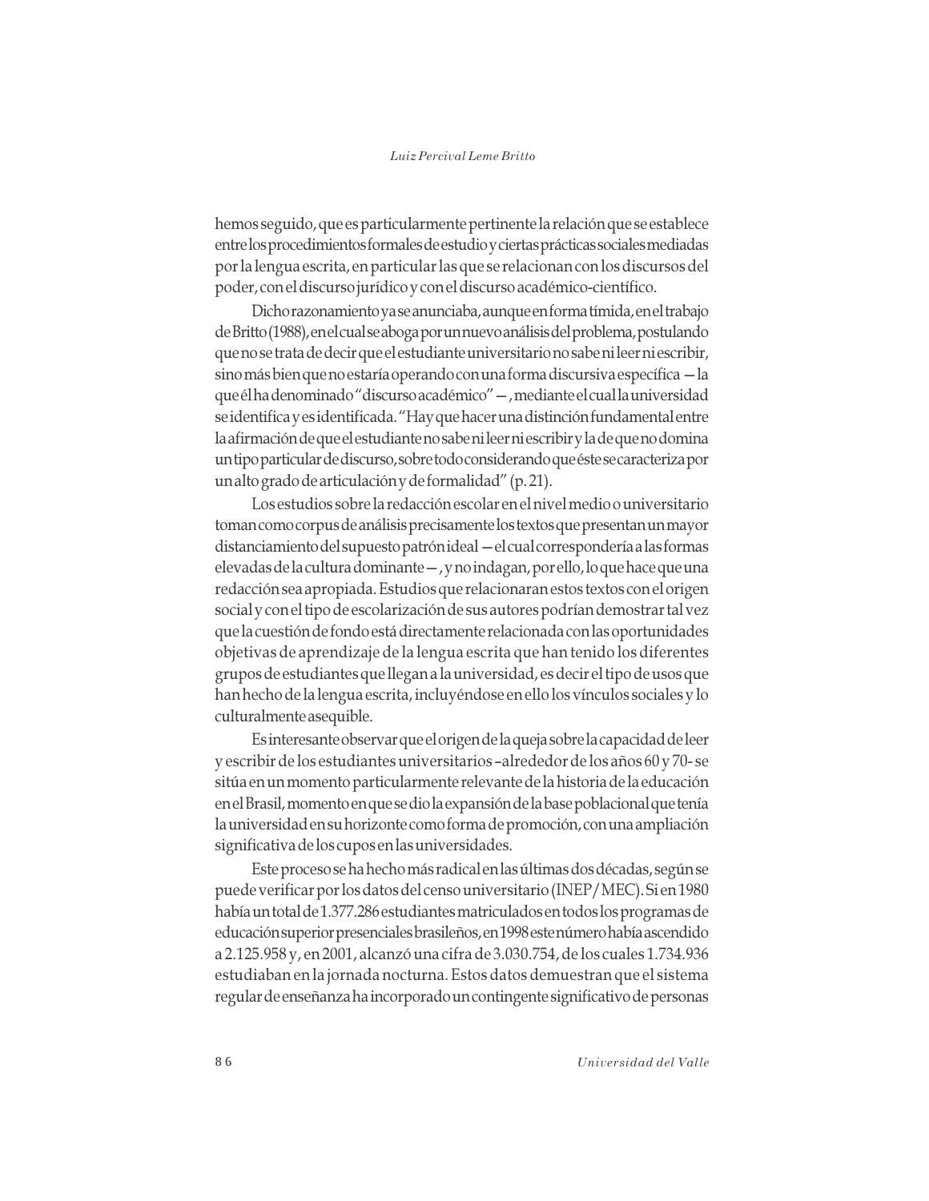hemos seguido, que es particularmente pertinente la relación que se establece entre los procedimientos formales de estudio y ciertas prácticas sociales mediadas por la lengua escrita, en particular las que se relacionan con los discursos del poder, con el discurso jurídico y con el discurso académico-científico.

Dicho razonamiento ya se anunciaba, aunque en forma tímida, en el trabajo de Britto (1988), en el cual se aboga por un nuevo análisis del problema, postulando que no se trata de decir que el estudiante universitario no sabe ni leer ni escribir, sino más bien que no estaría operando con una forma discursiva específica —la que él ha denominado "discurso académico"—, mediante el cual la universidad se identifica y es identificada. "Hay que hacer una distinción fundamental entre la afirmación de que el estudiante no sabe ni leer ni escribir y la de que no domina un tipo particular de discurso, sobre todo considerando que éste se caracteriza por un alto grado de articulación y de formalidad" (p. 21).

Los estudios sobre la redacción escolar en el nivel medio o universitario toman como corpus de análisis precisamente los textos que presentan un mayor distanciamiento del supuesto patrón ideal —el cual correspondería a las formas elevadas de la cultura dominante—, y no indagan, por ello, lo que hace que una redacción sea apropiada. Estudios que relacionaran estos textos con el origen social y con el tipo de escolarización de sus autores podrían demostrar tal vez que la cuestión de fondo está directamente relacionada con las oportunidades objetivas de aprendizaje de la lengua escrita que han tenido los diferentes grupos de estudiantes que llegan a la universidad, es decir el tipo de usos que han hecho de la lengua escrita, incluyéndose en ello los vínculos sociales y lo culturalmente asequible.

Es interesante observar que el origen de la queja sobre la capacidad de leer y escribir de los estudiantes universitarios –alrededor de los años 60 y 70- se sitúa en un momento particularmente relevante de la historia de la educación en el Brasil, momento en que se dio la expansión de la base poblacional que tenía la universidad en su horizonte como forma de promoción, con una ampliación significativa de los cupos en las universidades.

Este proceso se ha hecho más radical en las últimas dos décadas, según se puede verificar por los datos del censo universitario (INEP/MEC). Si en 1980 había un total de 1.377.286 estudiantes matriculados en todos los programas de educación superior presenciales brasileños, en 1998 este número había ascendido a 2.125.958 y, en 2001, alcanzó una cifra de 3.030.754, de los cuales 1.734.936 estudiaban en la jornada nocturna. Estos datos demuestran que el sistema regular de enseñanza ha incorporado un contingente significativo de personas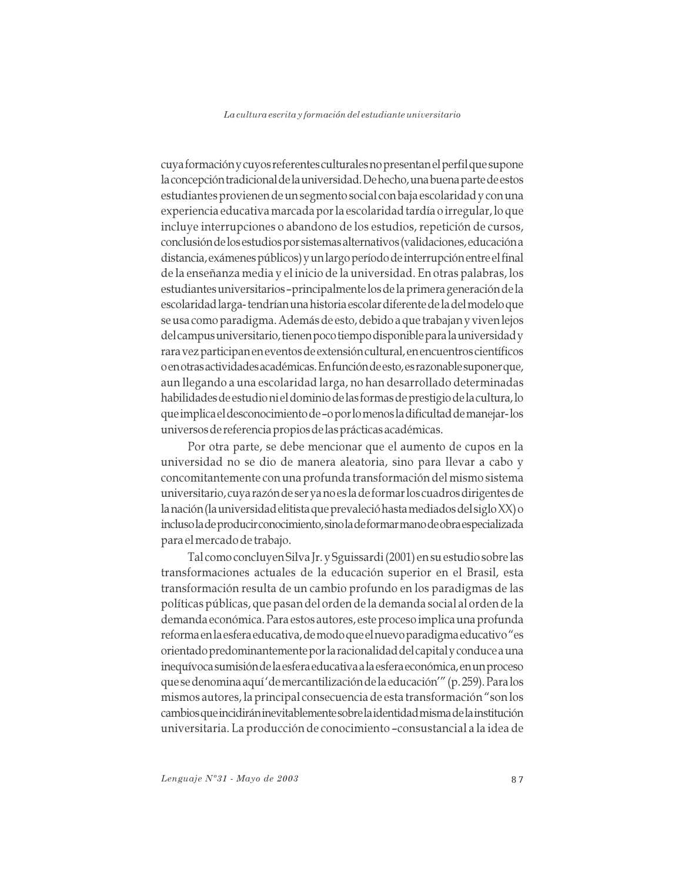cuya formación y cuyos referentes culturales no presentan el perfil que supone la concepción tradicional de la universidad. De hecho, una buena parte de estos estudiantes provienen de un segmento social con baja escolaridad y con una experiencia educativa marcada por la escolaridad tardía o irregular, lo que incluye interrupciones o abandono de los estudios, repetición de cursos, conclusión de los estudios por sistemas alternativos (validaciones, educación a distancia, exámenes públicos) y un largo período de interrupción entre el final de la enseñanza media y el inicio de la universidad. En otras palabras, los estudiantes universitarios –principalmente los de la primera generación de la escolaridad larga- tendrían una historia escolar diferente de la del modelo que se usa como paradigma. Además de esto, debido a que trabajan y viven lejos del campus universitario, tienen poco tiempo disponible para la universidad y rara vez participan en eventos de extensión cultural, en encuentros científicos o en otras actividades académicas. En función de esto, es razonable suponer que, aun llegando a una escolaridad larga, no han desarrollado determinadas habilidades de estudio ni el dominio de las formas de prestigio de la cultura, lo que implica el desconocimiento de –o por lo menos la dificultad de manejar- los universos de referencia propios de las prácticas académicas.

Por otra parte, se debe mencionar que el aumento de cupos en la universidad no se dio de manera aleatoria, sino para llevar a cabo y concomitantemente con una profunda transformación del mismo sistema universitario, cuya razón de ser ya no es la de formar los cuadros dirigentes de la nación (la universidad elitista que prevaleció hasta mediados del siglo XX) o incluso la de producir conocimiento, sino la de formar mano de obra especializada para el mercado de trabajo.

Tal como concluyen Silva Jr. y Sguissardi (2001) en su estudio sobre las transformaciones actuales de la educación superior en el Brasil, esta transformación resulta de un cambio profundo en los paradigmas de las políticas públicas, que pasan del orden de la demanda social al orden de la demanda económica. Para estos autores, este proceso implica una profunda reforma en la esfera educativa, de modo que el nuevo paradigma educativo "es orientado predominantemente por la racionalidad del capital y conduce a una inequívoca sumisión de la esfera educativa a la esfera económica, en un proceso que se denomina aquí 'de mercantilización de la educación'" (p. 259). Para los mismos autores, la principal consecuencia de esta transformación "son los cambios que incidirán inevitablemente sobre la identidad misma de la institución universitaria. La producción de conocimiento –consustancial a la idea de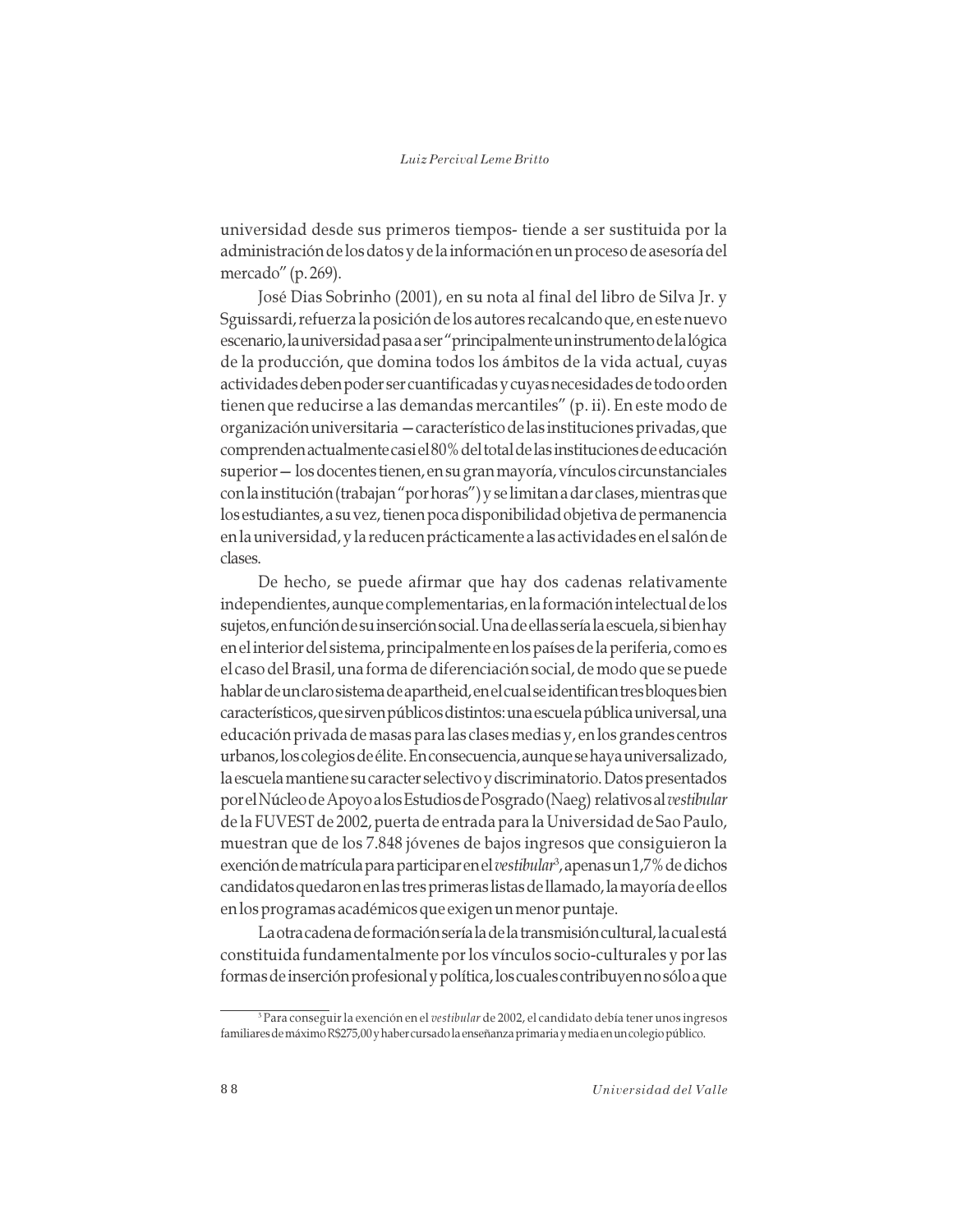universidad desde sus primeros tiempos- tiende a ser sustituida por la administración de los datos y de la información en un proceso de asesoría del mercado" (p. 269).

José Dias Sobrinho (2001), en su nota al final del libro de Silva Jr. y Sguissardi, refuerza la posición de los autores recalcando que, en este nuevo escenario, la universidad pasa a ser "principalmente un instrumento de la lógica de la producción, que domina todos los ámbitos de la vida actual, cuyas actividades deben poder ser cuantificadas y cuyas necesidades de todo orden tienen que reducirse a las demandas mercantiles" (p. ii). En este modo de organización universitaria —característico de las instituciones privadas, que comprenden actualmente casi el 80% del total de las instituciones de educación superior— los docentes tienen, en su gran mayoría, vínculos circunstanciales con la institución (trabajan "por horas") y se limitan a dar clases, mientras que los estudiantes, a su vez, tienen poca disponibilidad objetiva de permanencia en la universidad, y la reducen prácticamente a las actividades en el salón de clases.

De hecho, se puede afirmar que hay dos cadenas relativamente independientes, aunque complementarias, en la formación intelectual de los sujetos, en función de su inserción social. Una de ellas sería la escuela, si bien hay en el interior del sistema, principalmente en los países de la periferia, como es el caso del Brasil, una forma de diferenciación social, de modo que se puede hablar de un claro sistema de apartheid, en el cual se identifican tres bloques bien característicos, que sirven públicos distintos: una escuela pública universal, una educación privada de masas para las clases medias y, en los grandes centros urbanos, los colegios de élite. En consecuencia, aunque se haya universalizado, la escuela mantiene su caracter selectivo y discriminatorio. Datos presentados por el Núcleo de Apoyo a los Estudios de Posgrado (Naeg) relativos al *vestibular* de la FUVEST de 2002, puerta de entrada para la Universidad de Sao Paulo, muestran que de los 7.848 jóvenes de bajos ingresos que consiguieron la exención de matrícula para participar en el *vestibular*[3], apenas un 1,7% de dichos candidatos quedaron en las tres primeras listas de llamado, la mayoría de ellos en los programas académicos que exigen un menor puntaje.

La otra cadena de formación sería la de la transmisión cultural, la cual está constituida fundamentalmente por los vínculos socio-culturales y por las formas de inserción profesional y política, los cuales contribuyen no sólo a que

[3] Para conseguir la exención en el *vestibular* de 2002, el candidato debía tener unos ingresos familiares de máximo R$275,00 y haber cursado la enseñanza primaria y media en un colegio público.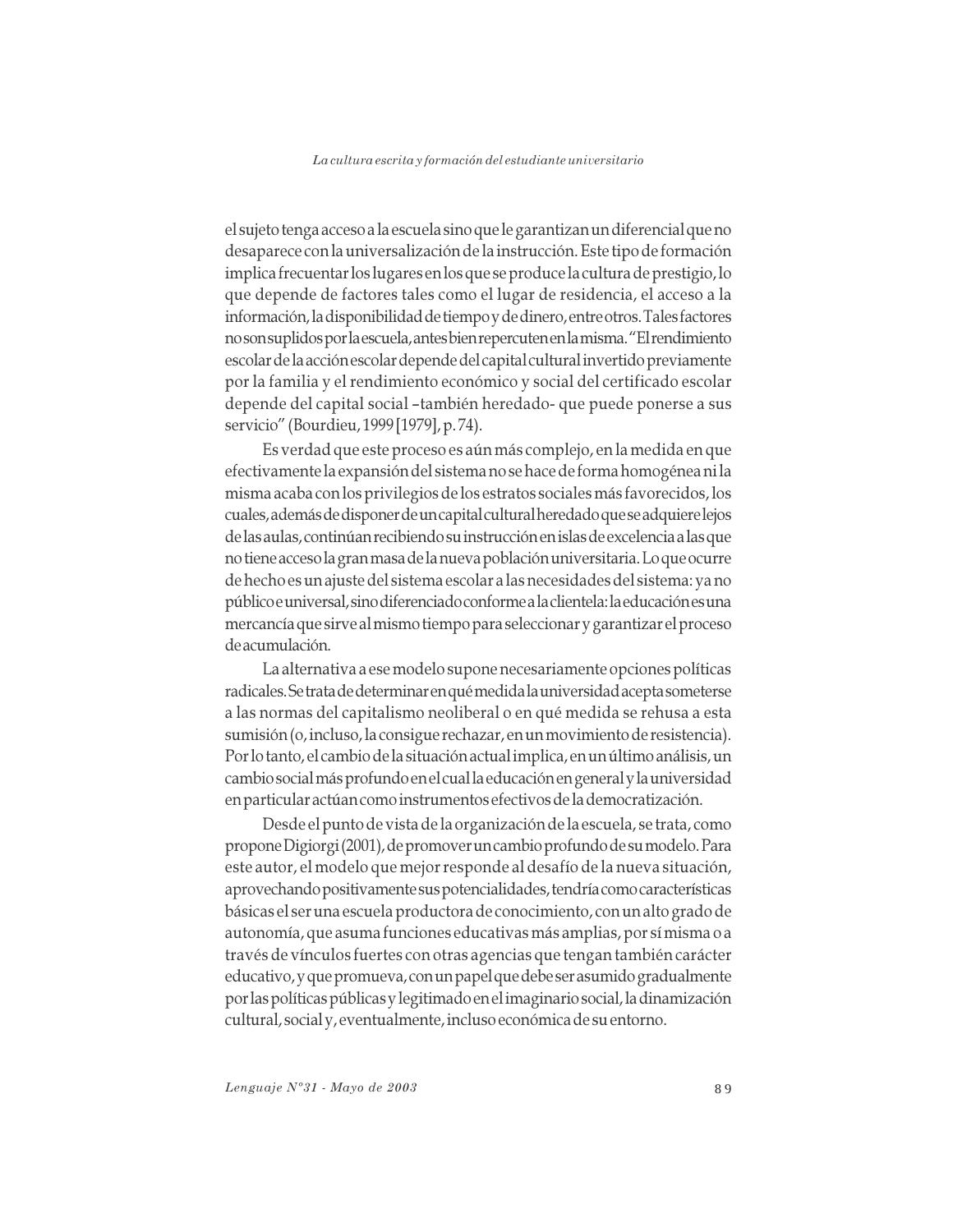el sujeto tenga acceso a la escuela sino que le garantizan un diferencial que no desaparece con la universalización de la instrucción. Este tipo de formación implica frecuentar los lugares en los que se produce la cultura de prestigio, lo que depende de factores tales como el lugar de residencia, el acceso a la información, la disponibilidad de tiempo y de dinero, entre otros. Tales factores no son suplidos por la escuela, antes bien repercuten en la misma. "El rendimiento escolar de la acción escolar depende del capital cultural invertido previamente por la familia y el rendimiento económico y social del certificado escolar depende del capital social –también heredado- que puede ponerse a sus servicio" (Bourdieu, 1999 [1979], p. 74).

Es verdad que este proceso es aún más complejo, en la medida en que efectivamente la expansión del sistema no se hace de forma homogénea ni la misma acaba con los privilegios de los estratos sociales más favorecidos, los cuales, además de disponer de un capital cultural heredado que se adquiere lejos de las aulas, continúan recibiendo su instrucción en islas de excelencia a las que no tiene acceso la gran masa de la nueva población universitaria. Lo que ocurre de hecho es un ajuste del sistema escolar a las necesidades del sistema: ya no público e universal, sino diferenciado conforme a la clientela: la educación es una mercancía que sirve al mismo tiempo para seleccionar y garantizar el proceso de acumulación.

La alternativa a ese modelo supone necesariamente opciones políticas radicales. Se trata de determinar en qué medida la universidad acepta someterse a las normas del capitalismo neoliberal o en qué medida se rehusa a esta sumisión (o, incluso, la consigue rechazar, en un movimiento de resistencia). Por lo tanto, el cambio de la situación actual implica, en un último análisis, un cambio social más profundo en el cual la educación en general y la universidad en particular actúan como instrumentos efectivos de la democratización.

Desde el punto de vista de la organización de la escuela, se trata, como propone Digiorgi (2001), de promover un cambio profundo de su modelo. Para este autor, el modelo que mejor responde al desafío de la nueva situación, aprovechando positivamente sus potencialidades, tendría como características básicas el ser una escuela productora de conocimiento, con un alto grado de autonomía, que asuma funciones educativas más amplias, por sí misma o a través de vínculos fuertes con otras agencias que tengan también carácter educativo, y que promueva, con un papel que debe ser asumido gradualmente por las políticas públicas y legitimado en el imaginario social, la dinamización cultural, social y, eventualmente, incluso económica de su entorno.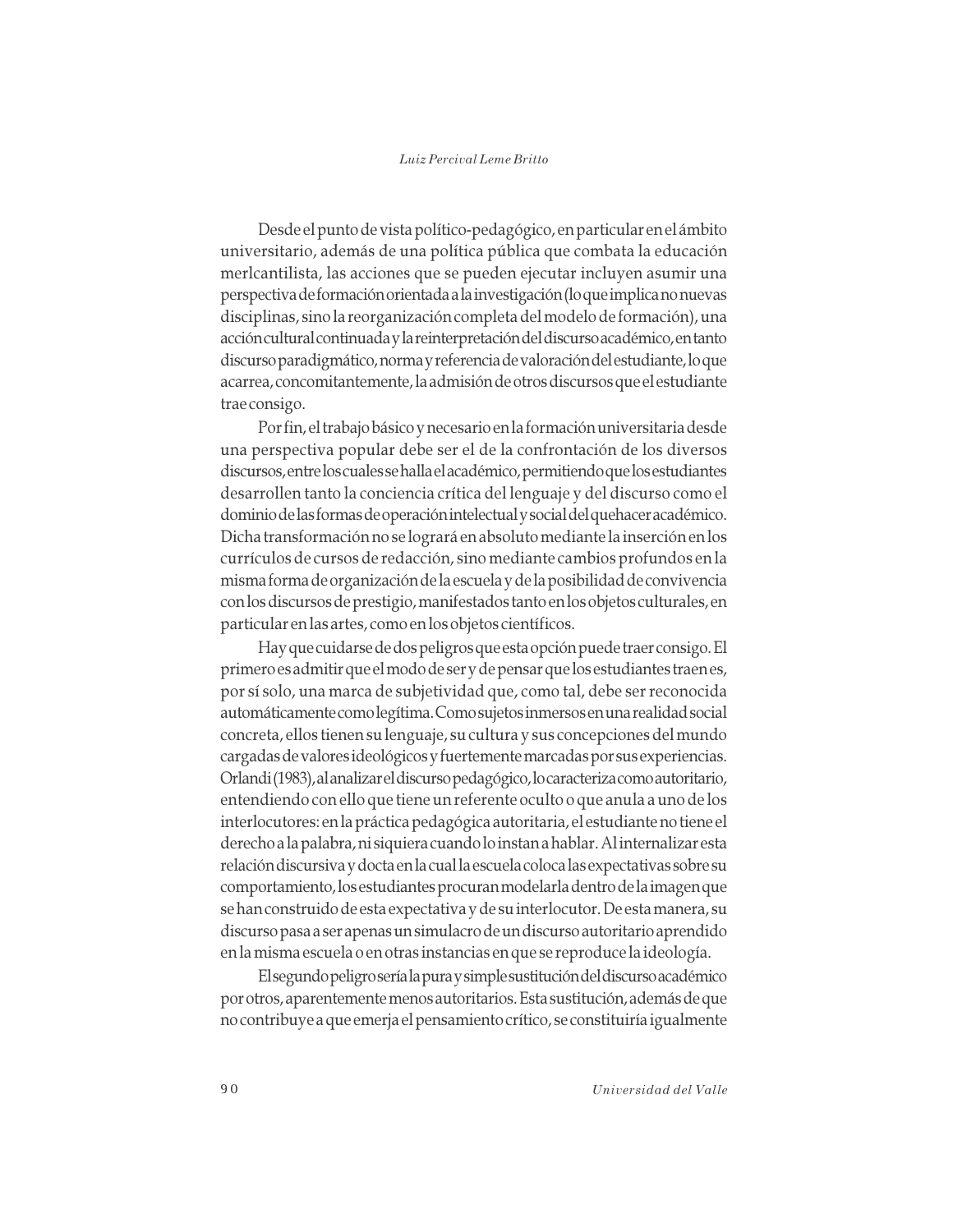Desde el punto de vista político-pedagógico, en particular en el ámbito universitario, además de una política pública que combata la educación merlcantilista, las acciones que se pueden ejecutar incluyen asumir una perspectiva de formación orientada a la investigación (lo que implica no nuevas disciplinas, sino la reorganización completa del modelo de formación), una acción cultural continuada y la reinterpretación del discurso académico, en tanto discurso paradigmático, norma y referencia de valoración del estudiante, lo que acarrea, concomitantemente, la admisión de otros discursos que el estudiante trae consigo.

Por fin, el trabajo básico y necesario en la formación universitaria desde una perspectiva popular debe ser el de la confrontación de los diversos discursos, entre los cuales se halla el académico, permitiendo que los estudiantes desarrollen tanto la conciencia crítica del lenguaje y del discurso como el dominio de las formas de operación intelectual y social del quehacer académico. Dicha transformación no se logrará en absoluto mediante la inserción en los currículos de cursos de redacción, sino mediante cambios profundos en la misma forma de organización de la escuela y de la posibilidad de convivencia con los discursos de prestigio, manifestados tanto en los objetos culturales, en particular en las artes, como en los objetos científicos.

Hay que cuidarse de dos peligros que esta opción puede traer consigo. El primero es admitir que el modo de ser y de pensar que los estudiantes traen es, por sí solo, una marca de subjetividad que, como tal, debe ser reconocida automáticamente como legítima. Como sujetos inmersos en una realidad social concreta, ellos tienen su lenguaje, su cultura y sus concepciones del mundo cargadas de valores ideológicos y fuertemente marcadas por sus experiencias. Orlandi (1983), al analizar el discurso pedagógico, lo caracteriza como autoritario, entendiendo con ello que tiene un referente oculto o que anula a uno de los interlocutores: en la práctica pedagógica autoritaria, el estudiante no tiene el derecho a la palabra, ni siquiera cuando lo instan a hablar. Al internalizar esta relación discursiva y docta en la cual la escuela coloca las expectativas sobre su comportamiento, los estudiantes procuran modelarla dentro de la imagen que se han construido de esta expectativa y de su interlocutor. De esta manera, su discurso pasa a ser apenas un simulacro de un discurso autoritario aprendido en la misma escuela o en otras instancias en que se reproduce la ideología.

El segundo peligro sería la pura y simple sustitución del discurso académico por otros, aparentemente menos autoritarios. Esta sustitución, además de que no contribuye a que emerja el pensamiento crítico, se constituiría igualmente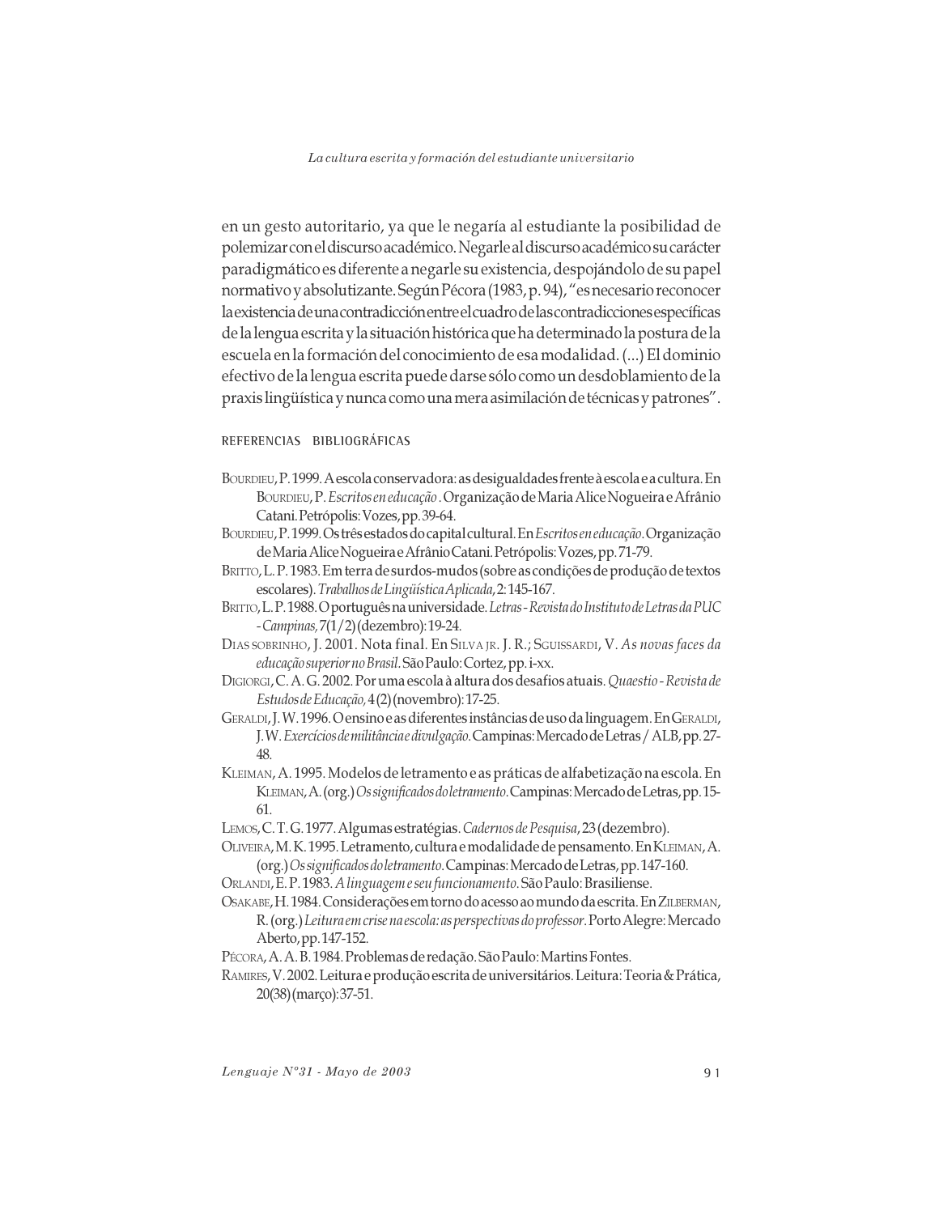en un gesto autoritario, ya que le negaría al estudiante la posibilidad de polemizar con el discurso académico. Negarle al discurso académico su carácter paradigmático es diferente a negarle su existencia, despojándolo de su papel normativo y absolutizante. Según Pécora (1983, p. 94), "es necesario reconocer la existencia de una contradicción entre el cuadro de las contradicciones específicas de la lengua escrita y la situación histórica que ha determinado la postura de la escuela en la formación del conocimiento de esa modalidad. (...) El dominio efectivo de la lengua escrita puede darse sólo como un desdoblamiento de la praxis lingüística y nunca como una mera asimilación de técnicas y patrones".

## REFERENCIAS BIBLIOGRÁFICAS

BOURDIEU, P. 1999. A escola conservadora: as desigualdades frente à escola e a cultura. En BOURDIEU, P. *Escritos en educação*. Organização de Maria Alice Nogueira e Afrânio Catani. Petrópolis: Vozes, pp. 39-64.

BOURDIEU, P. 1999. Os três estados do capital cultural. En *Escritos en educação*. Organização de Maria Alice Nogueira e Afrânio Catani. Petrópolis: Vozes, pp. 71-79.

BRITTO, L. P. 1983. Em terra de surdos-mudos (sobre as condições de produção de textos escolares). *Trabalhos de Lingüística Aplicada*, 2: 145-167.

BRITTO, L. P. 1988. O português na universidade. *Letras - Revista do Instituto de Letras da PUC - Campinas*, 7(1/2) (dezembro): 19-24.

DIAS SOBRINHO, J. 2001. Nota final. En SILVA JR. J. R.; SGUISSARDI, V. *As novas faces da educação superior no Brasil*. São Paulo: Cortez, pp. i-xx.

DIGIORGI, C. A. G. 2002. Por uma escola à altura dos desafios atuais. *Quaestio - Revista de Estudos de Educação*, 4 (2) (novembro): 17-25.

GERALDI, J. W. 1996. O ensino e as diferentes instâncias de uso da linguagem. En GERALDI, J. W. *Exercícios de militância e divulgação*. Campinas: Mercado de Letras / ALB, pp. 27-48.

KLEIMAN, A. 1995. Modelos de letramento e as práticas de alfabetização na escola. En KLEIMAN, A. (org.) *Os significados do letramento*. Campinas: Mercado de Letras, pp. 15-61.

LEMOS, C. T. G. 1977. Algumas estratégias. *Cadernos de Pesquisa*, 23 (dezembro).

OLIVEIRA, M. K. 1995. Letramento, cultura e modalidade de pensamento. En KLEIMAN, A. (org.) *Os significados do letramento*. Campinas: Mercado de Letras, pp. 147-160.

ORLANDI, E. P. 1983. *A linguagem e seu funcionamento*. São Paulo: Brasiliense.

OSAKABE, H. 1984. Considerações em torno do acesso ao mundo da escrita. En ZILBERMAN, R. (org.) *Leitura em crise na escola: as perspectivas do professor*. Porto Alegre: Mercado Aberto, pp. 147-152.

PÉCORA, A. A. B. 1984. Problemas de redação. São Paulo: Martins Fontes.

RAMIRES, V. 2002. Leitura e produção escrita de universitários. Leitura: Teoria & Prática, 20(38) (março): 37-51.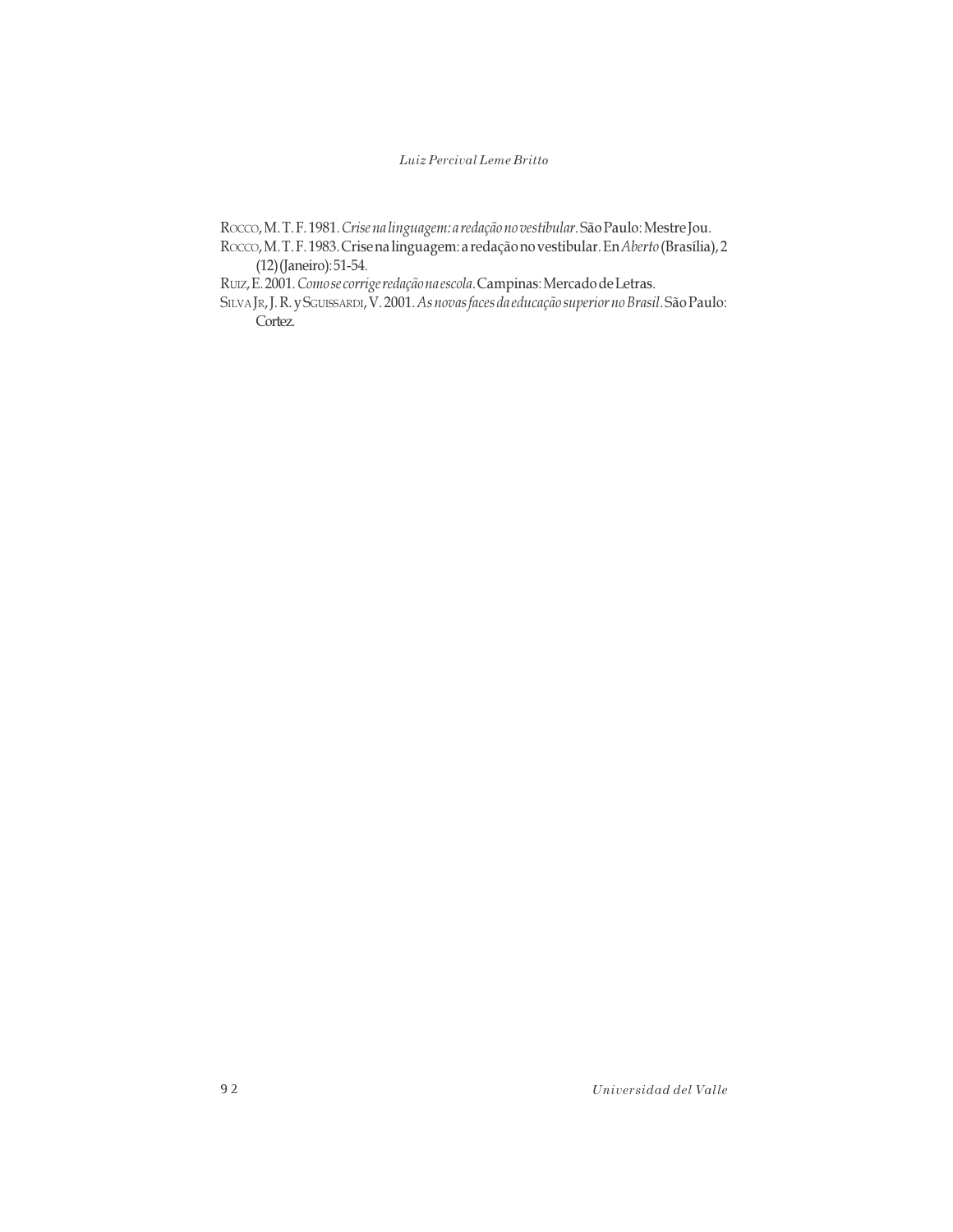ROCCO, M. T. F. 1981. *Crise na linguagem: a redação no vestibular*. São Paulo: Mestre Jou.

ROCCO, M. T. F. 1983. Crise na linguagem: a redação no vestibular. En *Aberto* (Brasília), 2 (12) (Janeiro): 51-54.

RUIZ, E. 2001. *Como se corrige redação na escola*. Campinas: Mercado de Letras.

SILVA JR, J. R. y SGUISSARDI, V. 2001. *As novas faces da educação superior no Brasil*. São Paulo: Cortez.